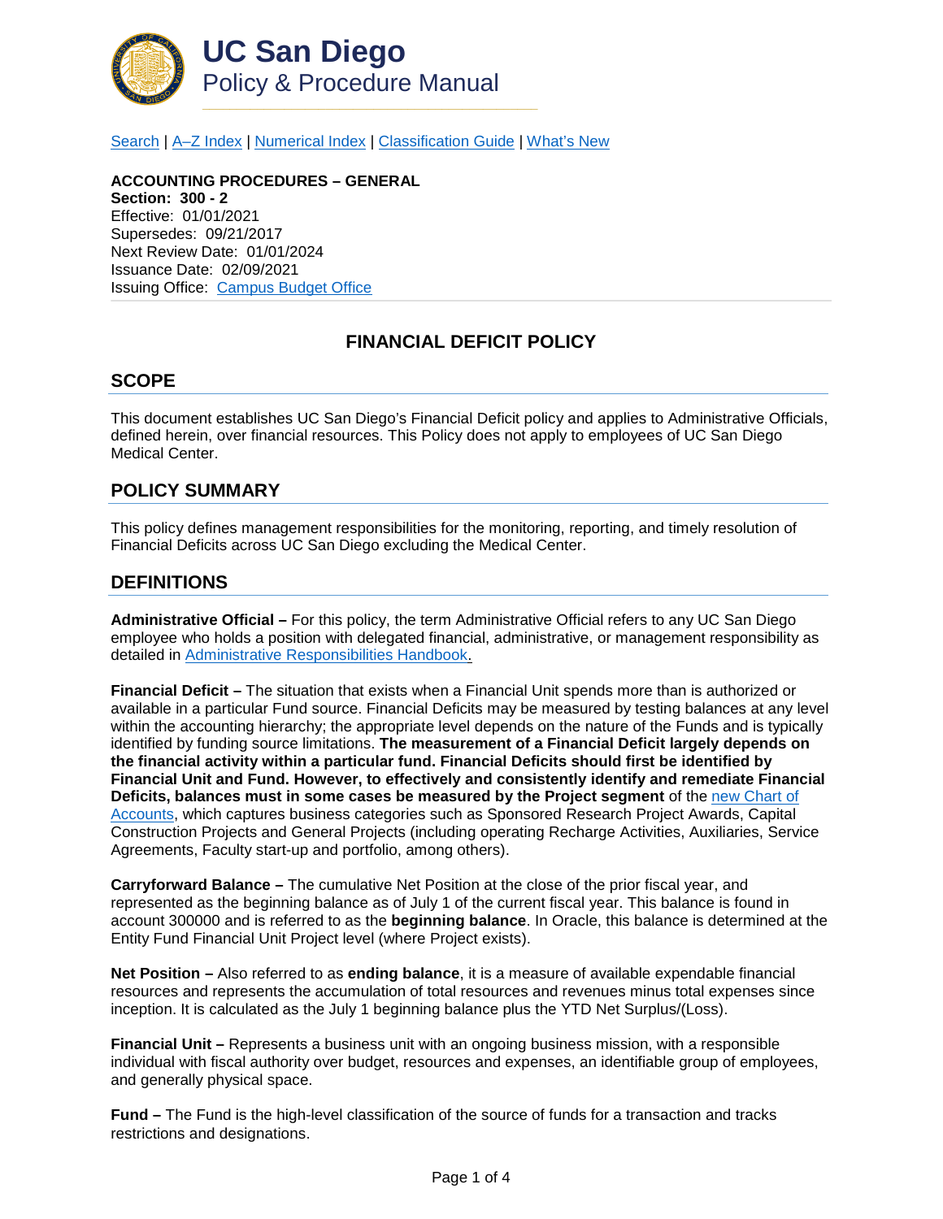# UC San Diego
## Policy & Procedure Manual

[Search](#) | [A–Z Index](#) | [Numerical Index](#) | [Classification Guide](#) | [What's New](#)

**ACCOUNTING PROCEDURES – GENERAL**
**Section: 300 - 2**
Effective: 01/01/2021
Supersedes: 09/21/2017
Next Review Date: 01/01/2024
Issuance Date: 02/09/2021
Issuing Office: [Campus Budget Office](#)

# FINANCIAL DEFICIT POLICY

## SCOPE

This document establishes UC San Diego's Financial Deficit policy and applies to Administrative Officials, defined herein, over financial resources. This Policy does not apply to employees of UC San Diego Medical Center.

## POLICY SUMMARY

This policy defines management responsibilities for the monitoring, reporting, and timely resolution of Financial Deficits across UC San Diego excluding the Medical Center.

## DEFINITIONS

**Administrative Official –** For this policy, the term Administrative Official refers to any UC San Diego employee who holds a position with delegated financial, administrative, or management responsibility as detailed in [Administrative Responsibilities Handbook](#).

**Financial Deficit –** The situation that exists when a Financial Unit spends more than is authorized or available in a particular Fund source. Financial Deficits may be measured by testing balances at any level within the accounting hierarchy; the appropriate level depends on the nature of the Funds and is typically identified by funding source limitations. **The measurement of a Financial Deficit largely depends on the financial activity within a particular fund. Financial Deficits should first be identified by Financial Unit and Fund. However, to effectively and consistently identify and remediate Financial Deficits, balances must in some cases be measured by the Project segment** of the [new Chart of Accounts](#), which captures business categories such as Sponsored Research Project Awards, Capital Construction Projects and General Projects (including operating Recharge Activities, Auxiliaries, Service Agreements, Faculty start-up and portfolio, among others).

**Carryforward Balance –** The cumulative Net Position at the close of the prior fiscal year, and represented as the beginning balance as of July 1 of the current fiscal year. This balance is found in account 300000 and is referred to as the **beginning balance**. In Oracle, this balance is determined at the Entity Fund Financial Unit Project level (where Project exists).

**Net Position –** Also referred to as **ending balance**, it is a measure of available expendable financial resources and represents the accumulation of total resources and revenues minus total expenses since inception. It is calculated as the July 1 beginning balance plus the YTD Net Surplus/(Loss).

**Financial Unit –** Represents a business unit with an ongoing business mission, with a responsible individual with fiscal authority over budget, resources and expenses, an identifiable group of employees, and generally physical space.

**Fund –** The Fund is the high-level classification of the source of funds for a transaction and tracks restrictions and designations.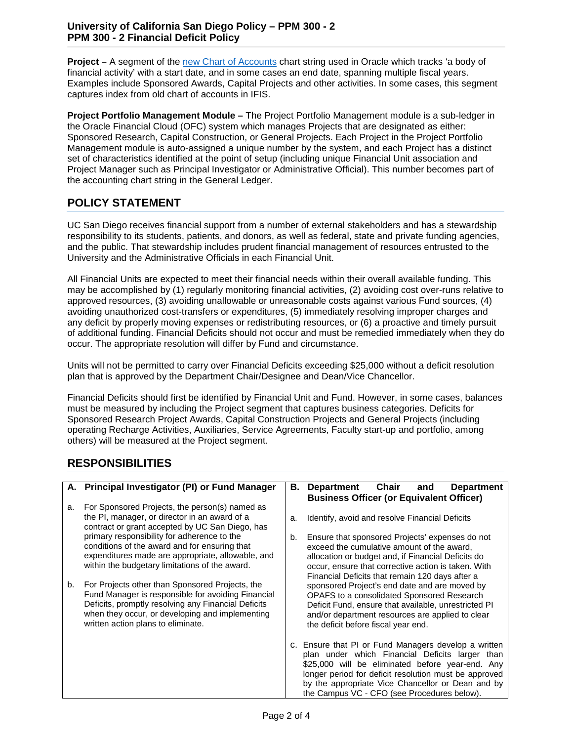**Project –** A segment of the new Chart of Accounts chart string used in Oracle which tracks 'a body of financial activity' with a start date, and in some cases an end date, spanning multiple fiscal years. Examples include Sponsored Awards, Capital Projects and other activities. In some cases, this segment captures index from old chart of accounts in IFIS.

**Project Portfolio Management Module –** The Project Portfolio Management module is a sub-ledger in the Oracle Financial Cloud (OFC) system which manages Projects that are designated as either: Sponsored Research, Capital Construction, or General Projects. Each Project in the Project Portfolio Management module is auto-assigned a unique number by the system, and each Project has a distinct set of characteristics identified at the point of setup (including unique Financial Unit association and Project Manager such as Principal Investigator or Administrative Official). This number becomes part of the accounting chart string in the General Ledger.

## POLICY STATEMENT

UC San Diego receives financial support from a number of external stakeholders and has a stewardship responsibility to its students, patients, and donors, as well as federal, state and private funding agencies, and the public. That stewardship includes prudent financial management of resources entrusted to the University and the Administrative Officials in each Financial Unit.

All Financial Units are expected to meet their financial needs within their overall available funding. This may be accomplished by (1) regularly monitoring financial activities, (2) avoiding cost over-runs relative to approved resources, (3) avoiding unallowable or unreasonable costs against various Fund sources, (4) avoiding unauthorized cost-transfers or expenditures, (5) immediately resolving improper charges and any deficit by properly moving expenses or redistributing resources, or (6) a proactive and timely pursuit of additional funding. Financial Deficits should not occur and must be remedied immediately when they do occur. The appropriate resolution will differ by Fund and circumstance.

Units will not be permitted to carry over Financial Deficits exceeding $25,000 without a deficit resolution plan that is approved by the Department Chair/Designee and Dean/Vice Chancellor.

Financial Deficits should first be identified by Financial Unit and Fund. However, in some cases, balances must be measured by including the Project segment that captures business categories. Deficits for Sponsored Research Project Awards, Capital Construction Projects and General Projects (including operating Recharge Activities, Auxiliaries, Service Agreements, Faculty start-up and portfolio, among others) will be measured at the Project segment.

## RESPONSIBILITIES

| A. Principal Investigator (PI) or Fund Manager | B. Department Chair and Department Business Officer (or Equivalent Officer) |
|---|---|
| a. For Sponsored Projects, the person(s) named as the PI, manager, or director in an award of a contract or grant accepted by UC San Diego, has primary responsibility for adherence to the conditions of the award and for ensuring that expenditures made are appropriate, allowable, and within the budgetary limitations of the award.<br><br>b. For Projects other than Sponsored Projects, the Fund Manager is responsible for avoiding Financial Deficits, promptly resolving any Financial Deficits when they occur, or developing and implementing written action plans to eliminate. | a. Identify, avoid and resolve Financial Deficits<br><br>b. Ensure that sponsored Projects' expenses do not exceed the cumulative amount of the award, allocation or budget and, if Financial Deficits do occur, ensure that corrective action is taken. With Financial Deficits that remain 120 days after a sponsored Project's end date and are moved by OPAFS to a consolidated Sponsored Research Deficit Fund, ensure that available, unrestricted PI and/or department resources are applied to clear the deficit before fiscal year end.<br><br>c. Ensure that PI or Fund Managers develop a written plan under which Financial Deficits larger than $25,000 will be eliminated before year-end. Any longer period for deficit resolution must be approved by the appropriate Vice Chancellor or Dean and by the Campus VC - CFO (see Procedures below). |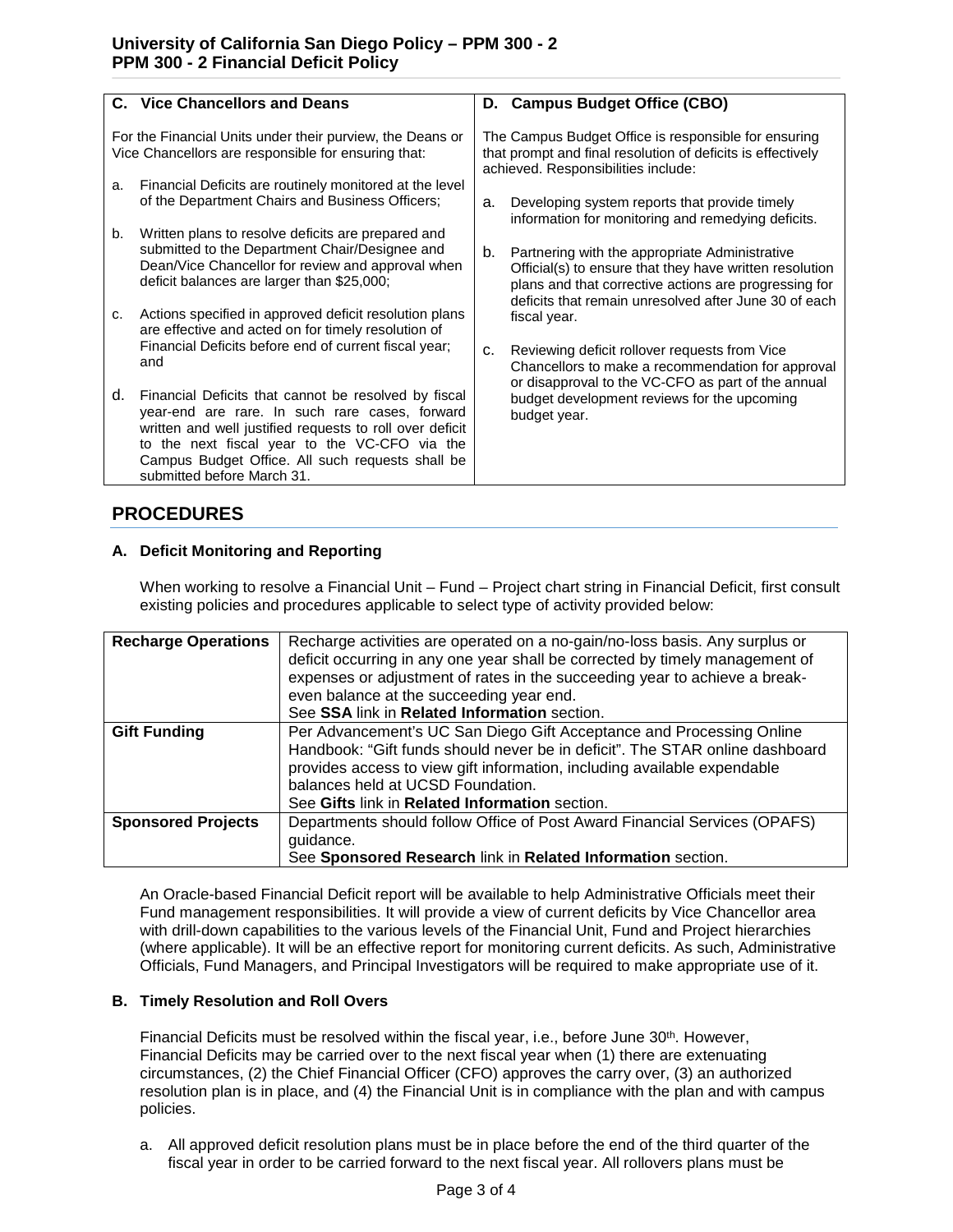### C. Vice Chancellors and Deans

For the Financial Units under their purview, the Deans or Vice Chancellors are responsible for ensuring that:

a. Financial Deficits are routinely monitored at the level of the Department Chairs and Business Officers;

b. Written plans to resolve deficits are prepared and submitted to the Department Chair/Designee and Dean/Vice Chancellor for review and approval when deficit balances are larger than $25,000;

c. Actions specified in approved deficit resolution plans are effective and acted on for timely resolution of Financial Deficits before end of current fiscal year; and

d. Financial Deficits that cannot be resolved by fiscal year-end are rare. In such rare cases, forward written and well justified requests to roll over deficit to the next fiscal year to the VC-CFO via the Campus Budget Office. All such requests shall be submitted before March 31.

### D. Campus Budget Office (CBO)

The Campus Budget Office is responsible for ensuring that prompt and final resolution of deficits is effectively achieved. Responsibilities include:

a. Developing system reports that provide timely information for monitoring and remedying deficits.

b. Partnering with the appropriate Administrative Official(s) to ensure that they have written resolution plans and that corrective actions are progressing for deficits that remain unresolved after June 30 of each fiscal year.

c. Reviewing deficit rollover requests from Vice Chancellors to make a recommendation for approval or disapproval to the VC-CFO as part of the annual budget development reviews for the upcoming budget year.

## PROCEDURES

### A. Deficit Monitoring and Reporting

When working to resolve a Financial Unit – Fund – Project chart string in Financial Deficit, first consult existing policies and procedures applicable to select type of activity provided below:

| **Recharge Operations** | Recharge activities are operated on a no-gain/no-loss basis. Any surplus or deficit occurring in any one year shall be corrected by timely management of expenses or adjustment of rates in the succeeding year to achieve a break-even balance at the succeeding year end. See **SSA** link in **Related Information** section. |
|---|---|
| **Gift Funding** | Per Advancement's UC San Diego Gift Acceptance and Processing Online Handbook: "Gift funds should never be in deficit". The STAR online dashboard provides access to view gift information, including available expendable balances held at UCSD Foundation. See **Gifts** link in **Related Information** section. |
| **Sponsored Projects** | Departments should follow Office of Post Award Financial Services (OPAFS) guidance. See **Sponsored Research** link in **Related Information** section. |

An Oracle-based Financial Deficit report will be available to help Administrative Officials meet their Fund management responsibilities. It will provide a view of current deficits by Vice Chancellor area with drill-down capabilities to the various levels of the Financial Unit, Fund and Project hierarchies (where applicable). It will be an effective report for monitoring current deficits. As such, Administrative Officials, Fund Managers, and Principal Investigators will be required to make appropriate use of it.

### B. Timely Resolution and Roll Overs

Financial Deficits must be resolved within the fiscal year, i.e., before June 30th. However, Financial Deficits may be carried over to the next fiscal year when (1) there are extenuating circumstances, (2) the Chief Financial Officer (CFO) approves the carry over, (3) an authorized resolution plan is in place, and (4) the Financial Unit is in compliance with the plan and with campus policies.

a. All approved deficit resolution plans must be in place before the end of the third quarter of the fiscal year in order to be carried forward to the next fiscal year. All rollovers plans must be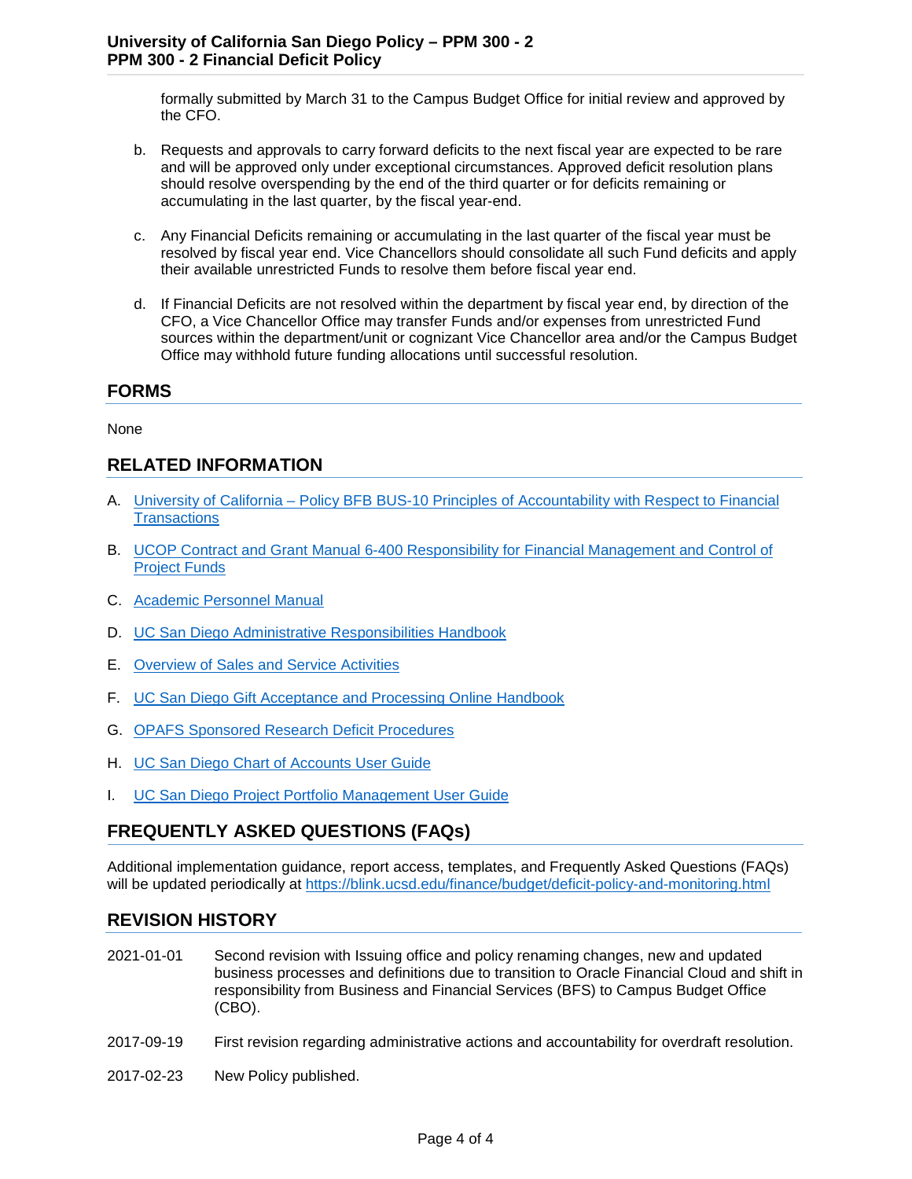formally submitted by March 31 to the Campus Budget Office for initial review and approved by the CFO.

b. Requests and approvals to carry forward deficits to the next fiscal year are expected to be rare and will be approved only under exceptional circumstances. Approved deficit resolution plans should resolve overspending by the end of the third quarter or for deficits remaining or accumulating in the last quarter, by the fiscal year-end.

c. Any Financial Deficits remaining or accumulating in the last quarter of the fiscal year must be resolved by fiscal year end. Vice Chancellors should consolidate all such Fund deficits and apply their available unrestricted Funds to resolve them before fiscal year end.

d. If Financial Deficits are not resolved within the department by fiscal year end, by direction of the CFO, a Vice Chancellor Office may transfer Funds and/or expenses from unrestricted Fund sources within the department/unit or cognizant Vice Chancellor area and/or the Campus Budget Office may withhold future funding allocations until successful resolution.

## FORMS

None

## RELATED INFORMATION

A. University of California – Policy BFB BUS-10 Principles of Accountability with Respect to Financial Transactions

B. UCOP Contract and Grant Manual 6-400 Responsibility for Financial Management and Control of Project Funds

C. Academic Personnel Manual

D. UC San Diego Administrative Responsibilities Handbook

E. Overview of Sales and Service Activities

F. UC San Diego Gift Acceptance and Processing Online Handbook

G. OPAFS Sponsored Research Deficit Procedures

H. UC San Diego Chart of Accounts User Guide

I. UC San Diego Project Portfolio Management User Guide

## FREQUENTLY ASKED QUESTIONS (FAQs)

Additional implementation guidance, report access, templates, and Frequently Asked Questions (FAQs) will be updated periodically at https://blink.ucsd.edu/finance/budget/deficit-policy-and-monitoring.html

## REVISION HISTORY

2021-01-01 Second revision with Issuing office and policy renaming changes, new and updated business processes and definitions due to transition to Oracle Financial Cloud and shift in responsibility from Business and Financial Services (BFS) to Campus Budget Office (CBO).

2017-09-19 First revision regarding administrative actions and accountability for overdraft resolution.

2017-02-23 New Policy published.